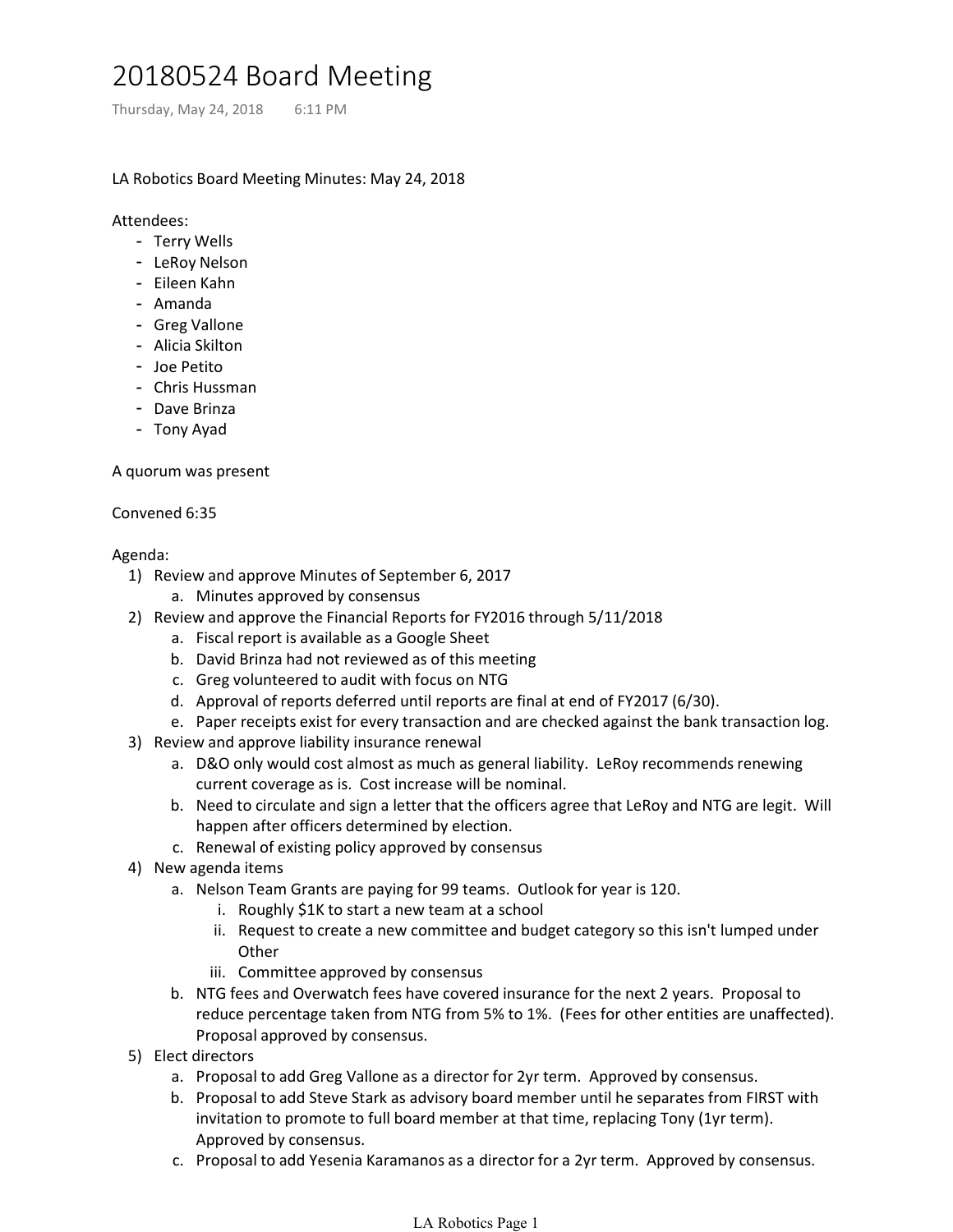# 20180524 Board Meeting

Thursday, May 24, 2018 6:11 PM

LA Robotics Board Meeting Minutes: May 24, 2018

Attendees:

- Terry Wells
- LeRoy Nelson
- Eileen Kahn
- Amanda
- Greg Vallone
- Alicia Skilton
- Joe Petito
- Chris Hussman
- Dave Brinza
- Tony Ayad

A quorum was present

Convened 6:35

Agenda:

1) Review and approve Minutes of September 6, 2017
    a. Minutes approved by consensus
2) Review and approve the Financial Reports for FY2016 through 5/11/2018
    a. Fiscal report is available as a Google Sheet
    b. David Brinza had not reviewed as of this meeting
    c. Greg volunteered to audit with focus on NTG
    d. Approval of reports deferred until reports are final at end of FY2017 (6/30).
    e. Paper receipts exist for every transaction and are checked against the bank transaction log.
3) Review and approve liability insurance renewal
    a. D&O only would cost almost as much as general liability. LeRoy recommends renewing current coverage as is. Cost increase will be nominal.
    b. Need to circulate and sign a letter that the officers agree that LeRoy and NTG are legit. Will happen after officers determined by election.
    c. Renewal of existing policy approved by consensus
4) New agenda items
    a. Nelson Team Grants are paying for 99 teams. Outlook for year is 120.
        i. Roughly $1K to start a new team at a school
        ii. Request to create a new committee and budget category so this isn't lumped under Other
        iii. Committee approved by consensus
    b. NTG fees and Overwatch fees have covered insurance for the next 2 years. Proposal to reduce percentage taken from NTG from 5% to 1%. (Fees for other entities are unaffected). Proposal approved by consensus.
5) Elect directors
    a. Proposal to add Greg Vallone as a director for 2yr term. Approved by consensus.
    b. Proposal to add Steve Stark as advisory board member until he separates from FIRST with invitation to promote to full board member at that time, replacing Tony (1yr term). Approved by consensus.
    c. Proposal to add Yesenia Karamanos as a director for a 2yr term. Approved by consensus.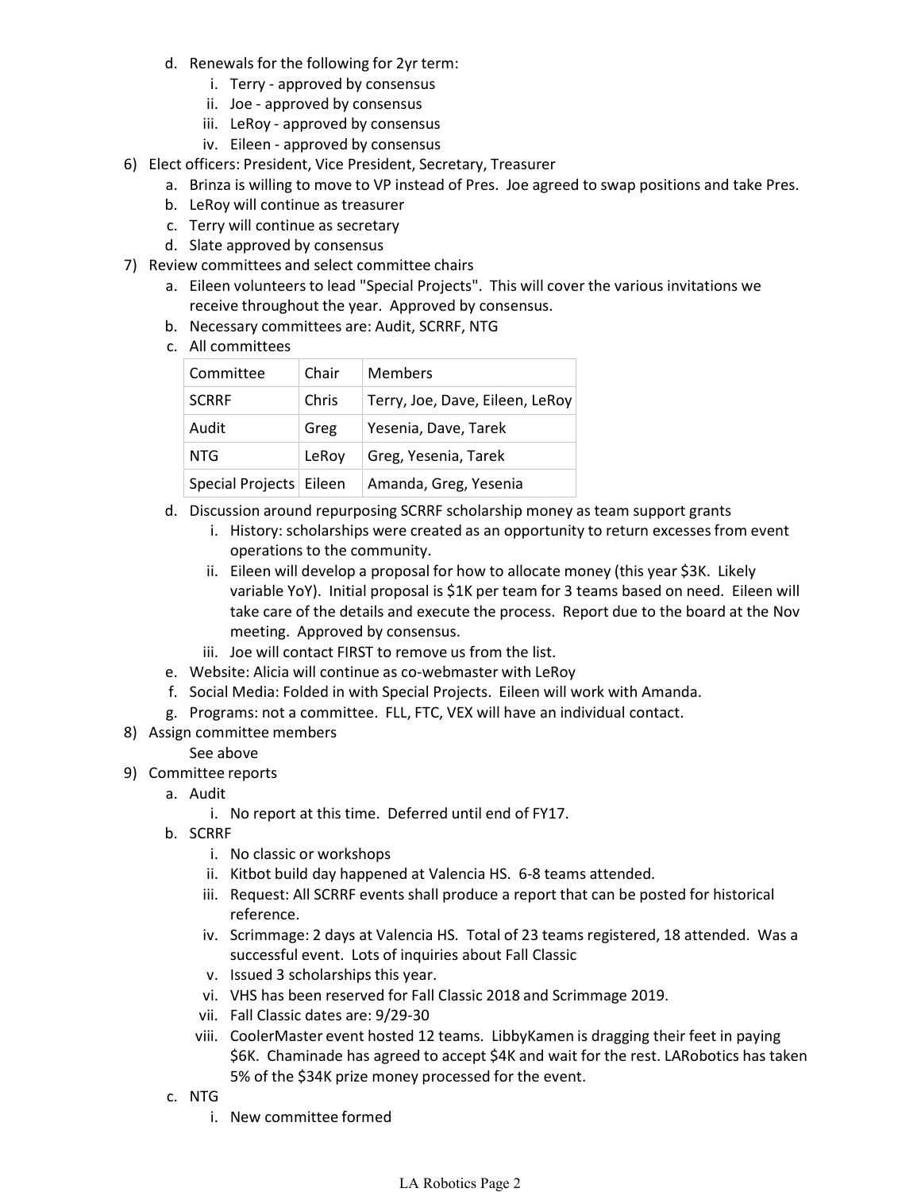d. Renewals for the following for 2yr term:
   i. Terry - approved by consensus
   ii. Joe - approved by consensus
   iii. LeRoy - approved by consensus
   iv. Eileen - approved by consensus

6) Elect officers: President, Vice President, Secretary, Treasurer
   a. Brinza is willing to move to VP instead of Pres. Joe agreed to swap positions and take Pres.
   b. LeRoy will continue as treasurer
   c. Terry will continue as secretary
   d. Slate approved by consensus

7) Review committees and select committee chairs
   a. Eileen volunteers to lead "Special Projects". This will cover the various invitations we receive throughout the year. Approved by consensus.
   b. Necessary committees are: Audit, SCRRF, NTG
   c. All committees

| Committee | Chair | Members |
|---|---|---|
| SCRRF | Chris | Terry, Joe, Dave, Eileen, LeRoy |
| Audit | Greg | Yesenia, Dave, Tarek |
| NTG | LeRoy | Greg, Yesenia, Tarek |
| Special Projects | Eileen | Amanda, Greg, Yesenia |

   d. Discussion around repurposing SCRRF scholarship money as team support grants
      i. History: scholarships were created as an opportunity to return excesses from event operations to the community.
      ii. Eileen will develop a proposal for how to allocate money (this year $3K. Likely variable YoY). Initial proposal is $1K per team for 3 teams based on need. Eileen will take care of the details and execute the process. Report due to the board at the Nov meeting. Approved by consensus.
      iii. Joe will contact FIRST to remove us from the list.
   e. Website: Alicia will continue as co-webmaster with LeRoy
   f. Social Media: Folded in with Special Projects. Eileen will work with Amanda.
   g. Programs: not a committee. FLL, FTC, VEX will have an individual contact.

8) Assign committee members
   See above

9) Committee reports
   a. Audit
      i. No report at this time. Deferred until end of FY17.
   b. SCRRF
      i. No classic or workshops
      ii. Kitbot build day happened at Valencia HS. 6-8 teams attended.
      iii. Request: All SCRRF events shall produce a report that can be posted for historical reference.
      iv. Scrimmage: 2 days at Valencia HS. Total of 23 teams registered, 18 attended. Was a successful event. Lots of inquiries about Fall Classic
      v. Issued 3 scholarships this year.
      vi. VHS has been reserved for Fall Classic 2018 and Scrimmage 2019.
      vii. Fall Classic dates are: 9/29-30
      viii. CoolerMaster event hosted 12 teams. LibbyKamen is dragging their feet in paying $6K. Chaminade has agreed to accept $4K and wait for the rest. LARobotics has taken 5% of the $34K prize money processed for the event.
   c. NTG
      i. New committee formed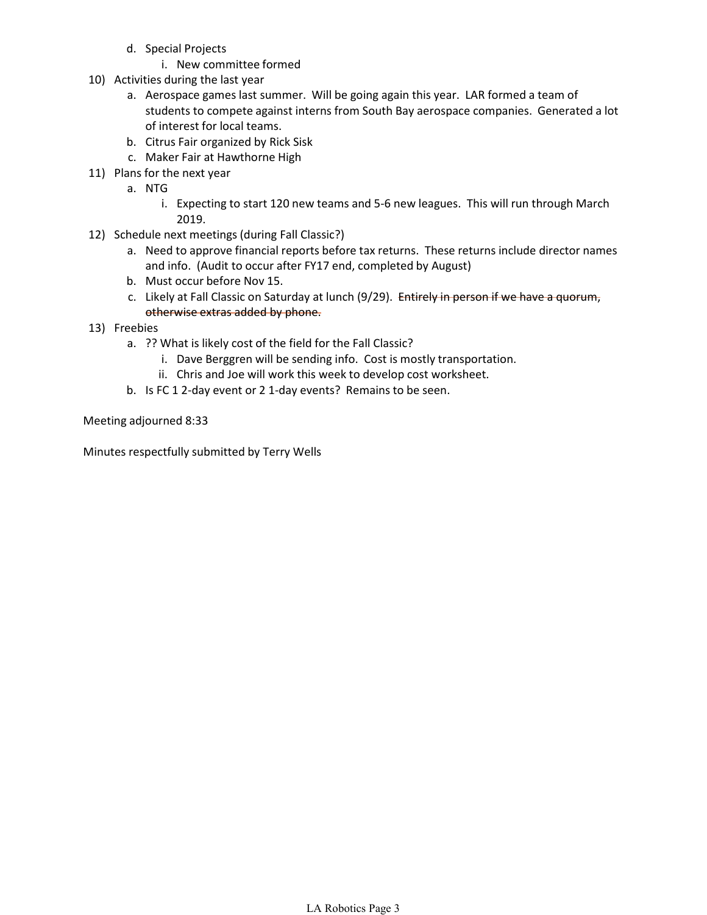d. Special Projects
      i. New committee formed

10) Activities during the last year
    a. Aerospace games last summer. Will be going again this year. LAR formed a team of students to compete against interns from South Bay aerospace companies. Generated a lot of interest for local teams.
    b. Citrus Fair organized by Rick Sisk
    c. Maker Fair at Hawthorne High
11) Plans for the next year
    a. NTG
       i. Expecting to start 120 new teams and 5-6 new leagues. This will run through March 2019.
12) Schedule next meetings (during Fall Classic?)
    a. Need to approve financial reports before tax returns. These returns include director names and info. (Audit to occur after FY17 end, completed by August)
    b. Must occur before Nov 15.
    c. Likely at Fall Classic on Saturday at lunch (9/29). ~~Entirely in person if we have a quorum, otherwise extras added by phone.~~
13) Freebies
    a. ?? What is likely cost of the field for the Fall Classic?
       i. Dave Berggren will be sending info. Cost is mostly transportation.
       ii. Chris and Joe will work this week to develop cost worksheet.
    b. Is FC 1 2-day event or 2 1-day events? Remains to be seen.

Meeting adjourned 8:33

Minutes respectfully submitted by Terry Wells